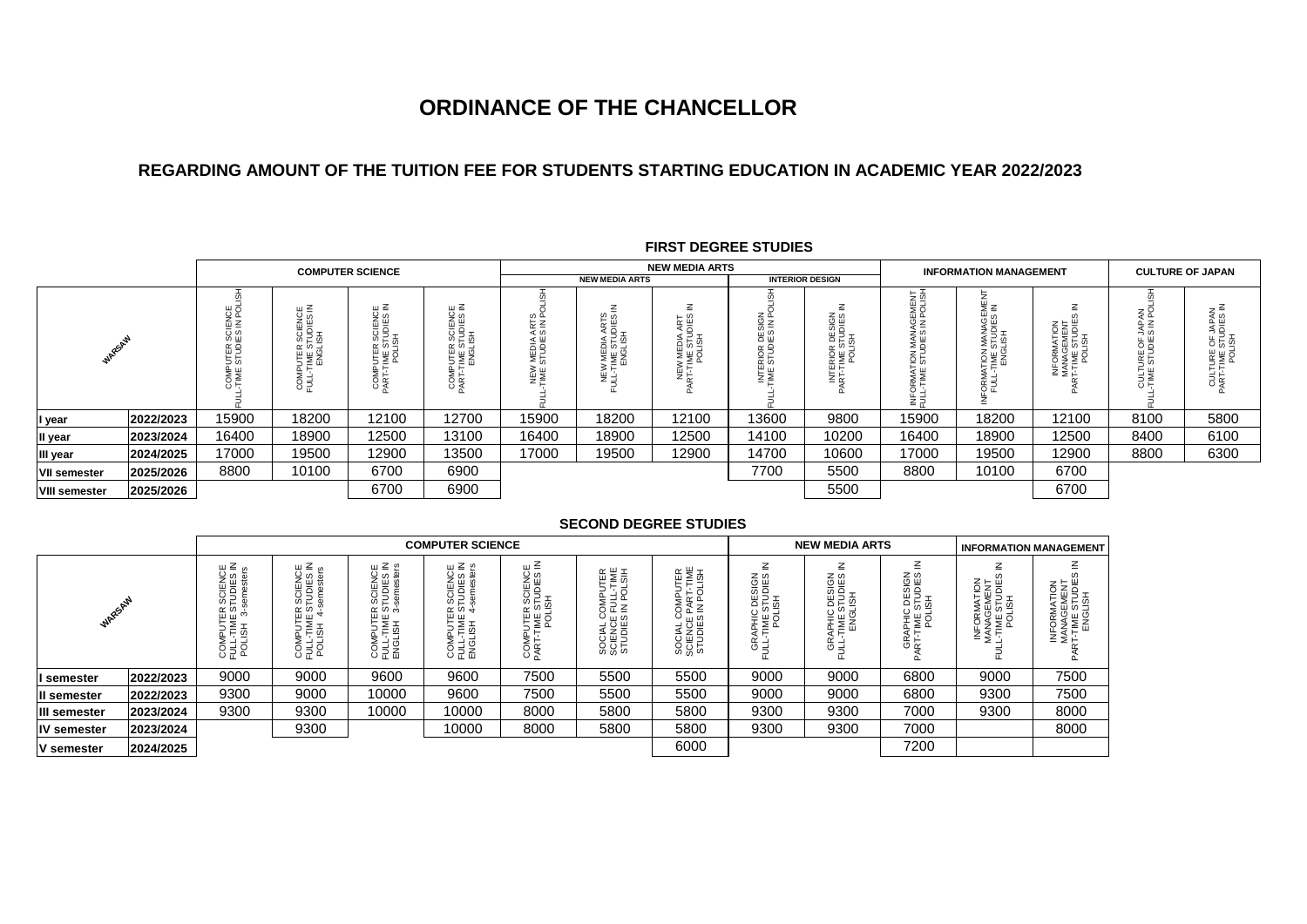# ORDINANCE OF THE CHANCELLOR

## REGARDING AMOUNT OF THE TUITION FEE FOR STUDENTS STARTING EDUCATION IN ACADEMIC YEAR 2022/2023

### FIRST DEGREE STUDIES

| WARSAW | | COMPUTER SCIENCE | | | | NEW MEDIA ARTS | | | | | INFORMATION MANAGEMENT | | | CULTURE OF JAPAN | |
|---|---|---|---|---|---|---|---|---|---|---|---|---|---|---|---|
| | | | | | | NEW MEDIA ARTS | | | INTERIOR DESIGN | | | | | | |
| | | COMPUTER SCIENCE FULL-TIME STUDIES IN POLISH | COMPUTER SCIENCE FULL-TIME STUDIES IN ENGLISH | COMPUTER SCIENCE PART-TIME STUDIES IN POLISH | COMPUTER SCIENCE PART-TIME STUDIES IN ENGLISH | NEW MEDIA ARTS FULL-TIME STUDIES IN POLISH | NEW MEDIA ARTS FULL-TIME STUDIES IN ENGLISH | NEW MEDIA ART PART-TIME STUDIES IN POLISH | INTERIOR DESIGN FULL-TIME STUDIES IN POLISH | INTERIOR DESIGN PART-TIME STUDIES IN POLISH | INFORMATION MANAGEMENT FULL-TIME STUDIES IN POLISH | INFORMATION MANAGEMENT FULL-TIME STUDIES IN ENGLISH | INFORMATION MANAGEMENT PART-TIME STUDIES IN POLISH | CULTURE OF JAPAN FULL-TIME STUDIES IN POLISH | CULTURE OF JAPAN PART-TIME STUDIES IN POLISH |
| **I year** | **2022/2023** | 15900 | 18200 | 12100 | 12700 | 15900 | 18200 | 12100 | 13600 | 9800 | 15900 | 18200 | 12100 | 8100 | 5800 |
| **II year** | **2023/2024** | 16400 | 18900 | 12500 | 13100 | 16400 | 18900 | 12500 | 14100 | 10200 | 16400 | 18900 | 12500 | 8400 | 6100 |
| **III year** | **2024/2025** | 17000 | 19500 | 12900 | 13500 | 17000 | 19500 | 12900 | 14700 | 10600 | 17000 | 19500 | 12900 | 8800 | 6300 |
| **VII semester** | **2025/2026** | 8800 | 10100 | 6700 | 6900 | | | | 7700 | 5500 | 8800 | 10100 | 6700 | | |
| **VIII semester** | **2025/2026** | | | 6700 | 6900 | | | | | 5500 | | | 6700 | | |

### SECOND DEGREE STUDIES

| WARSAW | | COMPUTER SCIENCE | | | | | | | NEW MEDIA ARTS | | | INFORMATION MANAGEMENT | |
|---|---|---|---|---|---|---|---|---|---|---|---|---|---|
| | | COMPUTER SCIENCE FULL-TIME STUDIES IN POLISH 3-semesters | COMPUTER SCIENCE FULL-TIME STUDIES IN POLISH 4-semesters | COMPUTER SCIENCE FULL-TIME STUDIES IN ENGLISH 3-semesters | COMPUTER SCIENCE FULL-TIME STUDIES IN ENGLISH 4-semesters | COMPUTER SCIENCE PART-TIME STUDIES IN POLISH | SOCIAL COMPUTER SCIENCE FULL-TIME STUDIES IN POLSIH | SOCIAL COMPUTER SCIENCE PART-TIME STUDIES IN POLISH | GRAPHIC DESIGN FULL-TIME STUDIES IN POLISH | GRAPHIC DESIGN FULL-TIME STUDIES IN ENGLISH | GRAPHIC DESIGN PART-TIME STUDIES IN POLISH | INFORMATION MANAGEMENT FULL-TIME STUDIES IN POLISH | INFORMATION MANAGEMENT PART-TIME STUDIES IN ENGLISH |
| **I semester** | **2022/2023** | 9000 | 9000 | 9600 | 9600 | 7500 | 5500 | 5500 | 9000 | 9000 | 6800 | 9000 | 7500 |
| **II semester** | **2022/2023** | 9300 | 9000 | 10000 | 9600 | 7500 | 5500 | 5500 | 9000 | 9000 | 6800 | 9300 | 7500 |
| **III semester** | **2023/2024** | 9300 | 9300 | 10000 | 10000 | 8000 | 5800 | 5800 | 9300 | 9300 | 7000 | 9300 | 8000 |
| **IV semester** | **2023/2024** | | 9300 | | 10000 | 8000 | 5800 | 5800 | 9300 | 9300 | 7000 | | 8000 |
| **V semester** | **2024/2025** | | | | | | | 6000 | | | 7200 | | |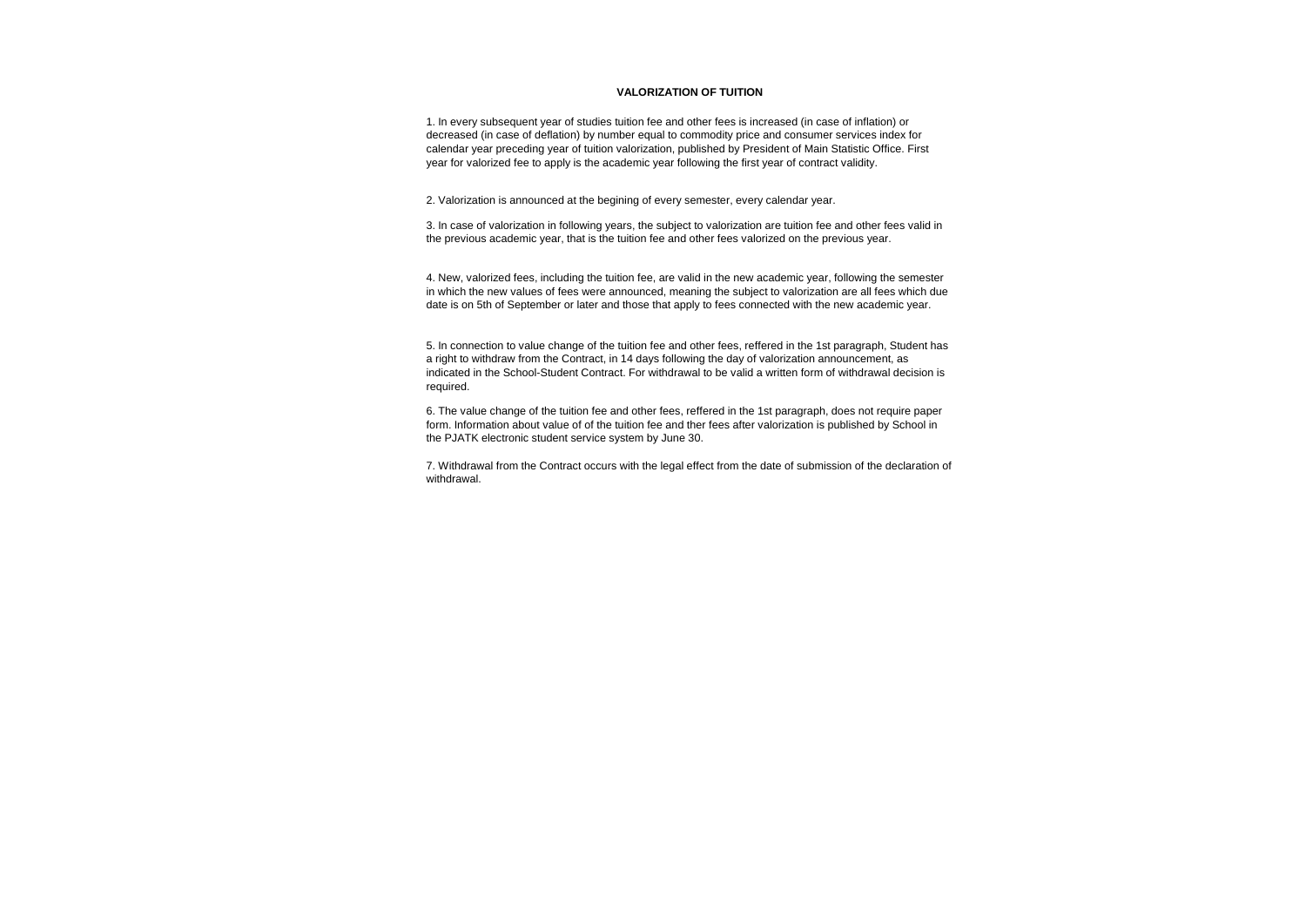**VALORIZATION OF TUITION**

1. In every subsequent year of studies tuition fee and other fees is increased (in case of inflation) or decreased (in case of deflation) by number equal to commodity price and consumer services index for calendar year preceding year of tuition valorization, published by President of Main Statistic Office. First year for valorized fee to apply is the academic year following the first year of contract validity.

2. Valorization is announced at the begining of every semester, every calendar year.

3. In case of valorization in following years, the subject to valorization are tuition fee and other fees valid in the previous academic year, that is the tuition fee and other fees valorized on the previous year.

4. New, valorized fees, including the tuition fee, are valid in the new academic year, following the semester in which the new values of fees were announced, meaning the subject to valorization are all fees which due date is on 5th of September or later and those that apply to fees connected with the new academic year.

5. In connection to value change of the tuition fee and other fees, reffered in the 1st paragraph, Student has a right to withdraw from the Contract, in 14 days following the day of valorization announcement, as indicated in the School-Student Contract. For withdrawal to be valid a written form of withdrawal decision is required.

6. The value change of the tuition fee and other fees, reffered in the 1st paragraph, does not require paper form. Information about value of of the tuition fee and ther fees after valorization is published by School in the PJATK electronic student service system by June 30.

7. Withdrawal from the Contract occurs with the legal effect from the date of submission of the declaration of withdrawal.